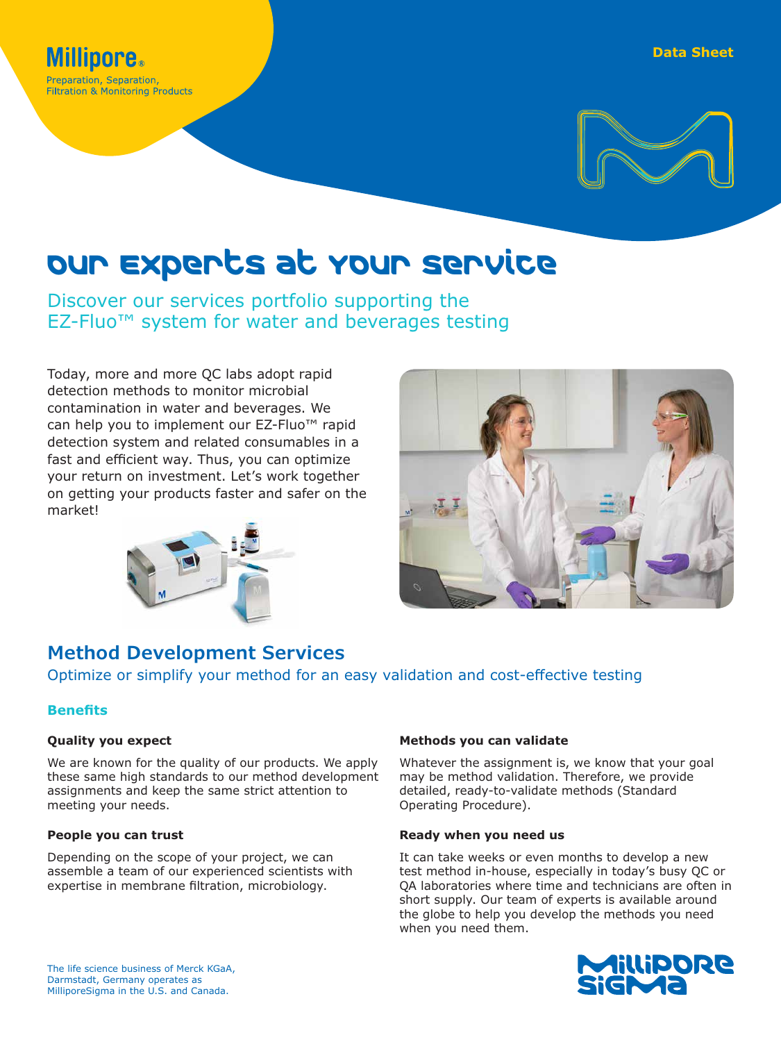Millipore®
Preparation, Separation,
Filtration & Monitoring Products

Data Sheet

# Our Experts at Your Service

Discover our services portfolio supporting the EZ-Fluo™ system for water and beverages testing

Today, more and more QC labs adopt rapid detection methods to monitor microbial contamination in water and beverages. We can help you to implement our EZ-Fluo™ rapid detection system and related consumables in a fast and efficient way. Thus, you can optimize your return on investment. Let's work together on getting your products faster and safer on the market!

## Method Development Services

Optimize or simplify your method for an easy validation and cost-effective testing

### Benefits

**Quality you expect**

We are known for the quality of our products. We apply these same high standards to our method development assignments and keep the same strict attention to meeting your needs.

**People you can trust**

Depending on the scope of your project, we can assemble a team of our experienced scientists with expertise in membrane filtration, microbiology.

**Methods you can validate**

Whatever the assignment is, we know that your goal may be method validation. Therefore, we provide detailed, ready-to-validate methods (Standard Operating Procedure).

**Ready when you need us**

It can take weeks or even months to develop a new test method in-house, especially in today's busy QC or QA laboratories where time and technicians are often in short supply. Our team of experts is available around the globe to help you develop the methods you need when you need them.

The life science business of Merck KGaA, Darmstadt, Germany operates as MilliporeSigma in the U.S. and Canada.

MilliporeSigma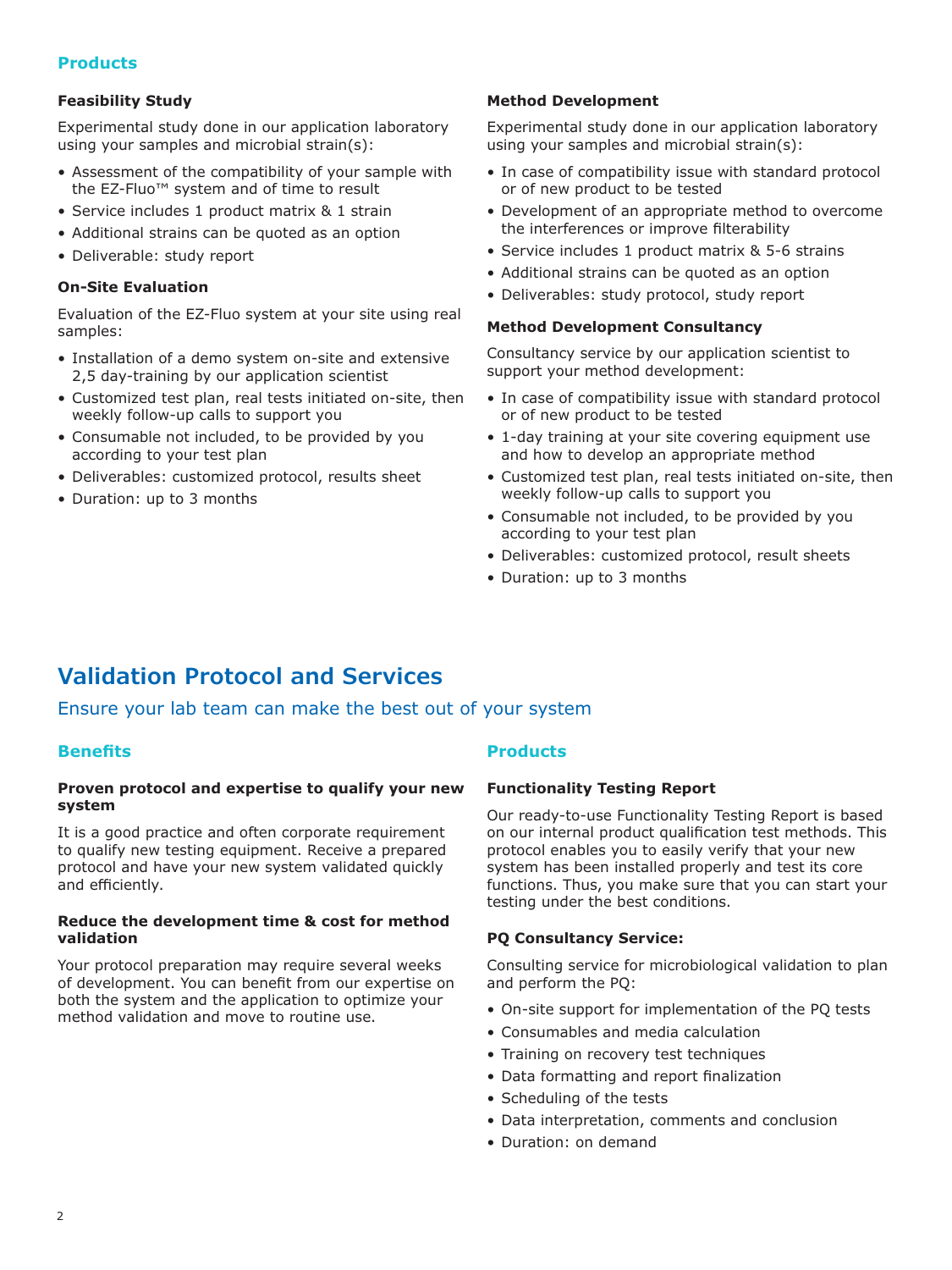### Products

#### Feasibility Study

Experimental study done in our application laboratory using your samples and microbial strain(s):

- Assessment of the compatibility of your sample with the EZ-Fluo™ system and of time to result
- Service includes 1 product matrix & 1 strain
- Additional strains can be quoted as an option
- Deliverable: study report

#### On-Site Evaluation

Evaluation of the EZ-Fluo system at your site using real samples:

- Installation of a demo system on-site and extensive 2,5 day-training by our application scientist
- Customized test plan, real tests initiated on-site, then weekly follow-up calls to support you
- Consumable not included, to be provided by you according to your test plan
- Deliverables: customized protocol, results sheet
- Duration: up to 3 months

#### Method Development

Experimental study done in our application laboratory using your samples and microbial strain(s):

- In case of compatibility issue with standard protocol or of new product to be tested
- Development of an appropriate method to overcome the interferences or improve filterability
- Service includes 1 product matrix & 5-6 strains
- Additional strains can be quoted as an option
- Deliverables: study protocol, study report

#### Method Development Consultancy

Consultancy service by our application scientist to support your method development:

- In case of compatibility issue with standard protocol or of new product to be tested
- 1-day training at your site covering equipment use and how to develop an appropriate method
- Customized test plan, real tests initiated on-site, then weekly follow-up calls to support you
- Consumable not included, to be provided by you according to your test plan
- Deliverables: customized protocol, result sheets
- Duration: up to 3 months

## Validation Protocol and Services

Ensure your lab team can make the best out of your system

### Benefits

#### Proven protocol and expertise to qualify your new system

It is a good practice and often corporate requirement to qualify new testing equipment. Receive a prepared protocol and have your new system validated quickly and efficiently.

#### Reduce the development time & cost for method validation

Your protocol preparation may require several weeks of development. You can benefit from our expertise on both the system and the application to optimize your method validation and move to routine use.

### Products

#### Functionality Testing Report

Our ready-to-use Functionality Testing Report is based on our internal product qualification test methods. This protocol enables you to easily verify that your new system has been installed properly and test its core functions. Thus, you make sure that you can start your testing under the best conditions.

#### PQ Consultancy Service:

Consulting service for microbiological validation to plan and perform the PQ:

- On-site support for implementation of the PQ tests
- Consumables and media calculation
- Training on recovery test techniques
- Data formatting and report finalization
- Scheduling of the tests
- Data interpretation, comments and conclusion
- Duration: on demand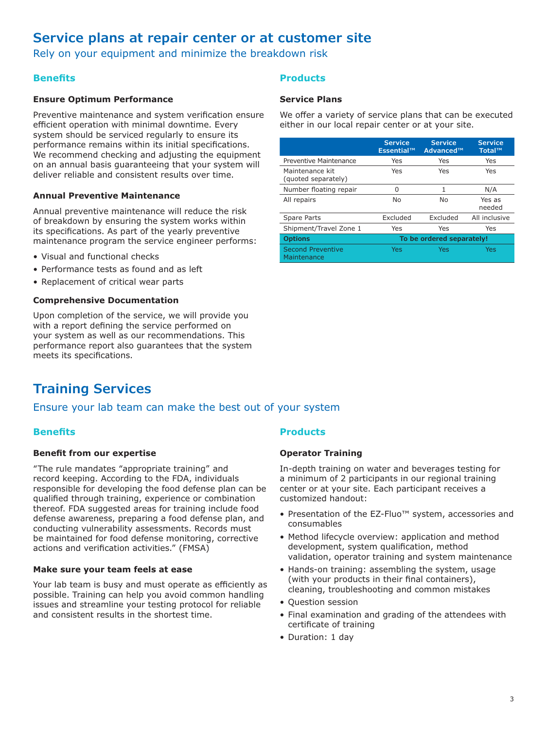# Service plans at repair center or at customer site

Rely on your equipment and minimize the breakdown risk

## Benefits

### Ensure Optimum Performance

Preventive maintenance and system verification ensure efficient operation with minimal downtime. Every system should be serviced regularly to ensure its performance remains within its initial specifications. We recommend checking and adjusting the equipment on an annual basis guaranteeing that your system will deliver reliable and consistent results over time.

### Annual Preventive Maintenance

Annual preventive maintenance will reduce the risk of breakdown by ensuring the system works within its specifications. As part of the yearly preventive maintenance program the service engineer performs:

- Visual and functional checks
- Performance tests as found and as left
- Replacement of critical wear parts

### Comprehensive Documentation

Upon completion of the service, we will provide you with a report defining the service performed on your system as well as our recommendations. This performance report also guarantees that the system meets its specifications.

## Products

### Service Plans

We offer a variety of service plans that can be executed either in our local repair center or at your site.

| | Service Essential™ | Service Advanced™ | Service Total™ |
|---|---|---|---|
| Preventive Maintenance | Yes | Yes | Yes |
| Maintenance kit (quoted separately) | Yes | Yes | Yes |
| Number floating repair | 0 | 1 | N/A |
| All repairs | No | No | Yes as needed |
| Spare Parts | Excluded | Excluded | All inclusive |
| Shipment/Travel Zone 1 | Yes | Yes | Yes |
| **Options** | **To be ordered separately!** | | |
| Second Preventive Maintenance | Yes | Yes | Yes |

# Training Services

Ensure your lab team can make the best out of your system

## Benefits

### Benefit from our expertise

"The rule mandates "appropriate training" and record keeping. According to the FDA, individuals responsible for developing the food defense plan can be qualified through training, experience or combination thereof. FDA suggested areas for training include food defense awareness, preparing a food defense plan, and conducting vulnerability assessments. Records must be maintained for food defense monitoring, corrective actions and verification activities." (FMSA)

### Make sure your team feels at ease

Your lab team is busy and must operate as efficiently as possible. Training can help you avoid common handling issues and streamline your testing protocol for reliable and consistent results in the shortest time.

## Products

### Operator Training

In-depth training on water and beverages testing for a minimum of 2 participants in our regional training center or at your site. Each participant receives a customized handout:

- Presentation of the EZ-Fluo™ system, accessories and consumables
- Method lifecycle overview: application and method development, system qualification, method validation, operator training and system maintenance
- Hands-on training: assembling the system, usage (with your products in their final containers), cleaning, troubleshooting and common mistakes
- Question session
- Final examination and grading of the attendees with certificate of training
- Duration: 1 day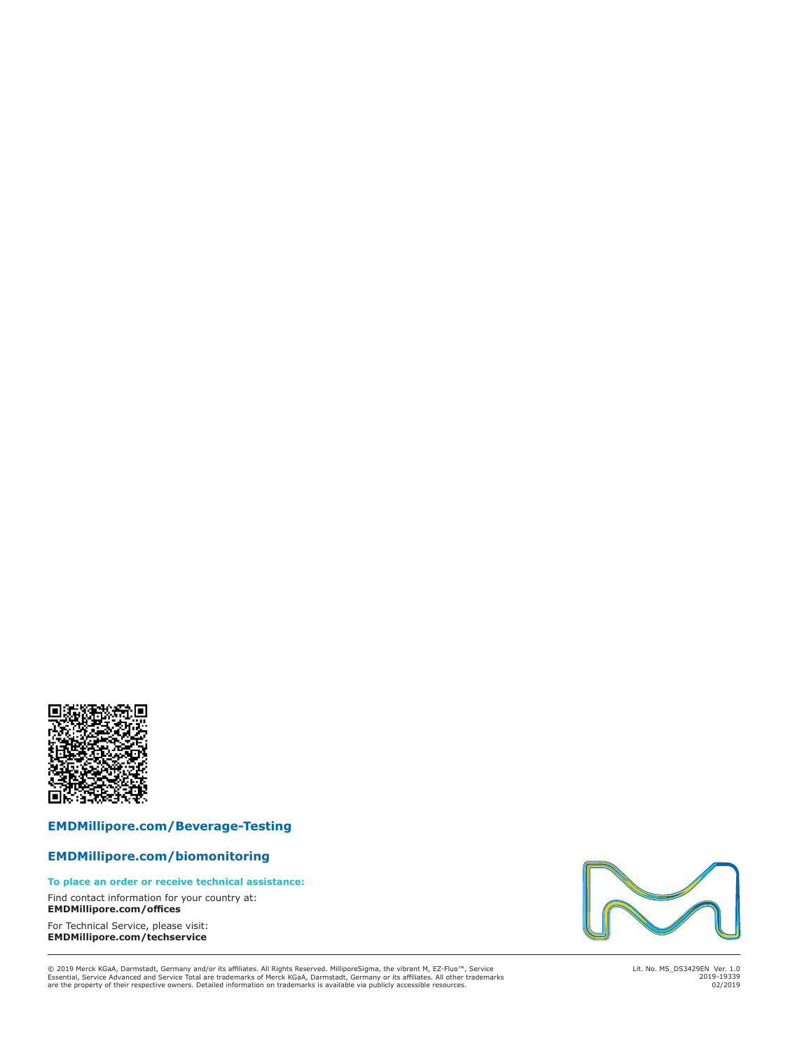**EMDMillipore.com/Beverage-Testing**

**EMDMillipore.com/biomonitoring**

**To place an order or receive technical assistance:**

Find contact information for your country at:
**EMDMillipore.com/offices**

For Technical Service, please visit:
**EMDMillipore.com/techservice**

© 2019 Merck KGaA, Darmstadt, Germany and/or its affiliates. All Rights Reserved. MilliporeSigma, the vibrant M, EZ-Fluo™, Service Essential, Service Advanced and Service Total are trademarks of Merck KGaA, Darmstadt, Germany or its affiliates. All other trademarks are the property of their respective owners. Detailed information on trademarks is available via publicly accessible resources.

Lit. No. MS_DS3429EN Ver. 1.0
2019-19339
02/2019